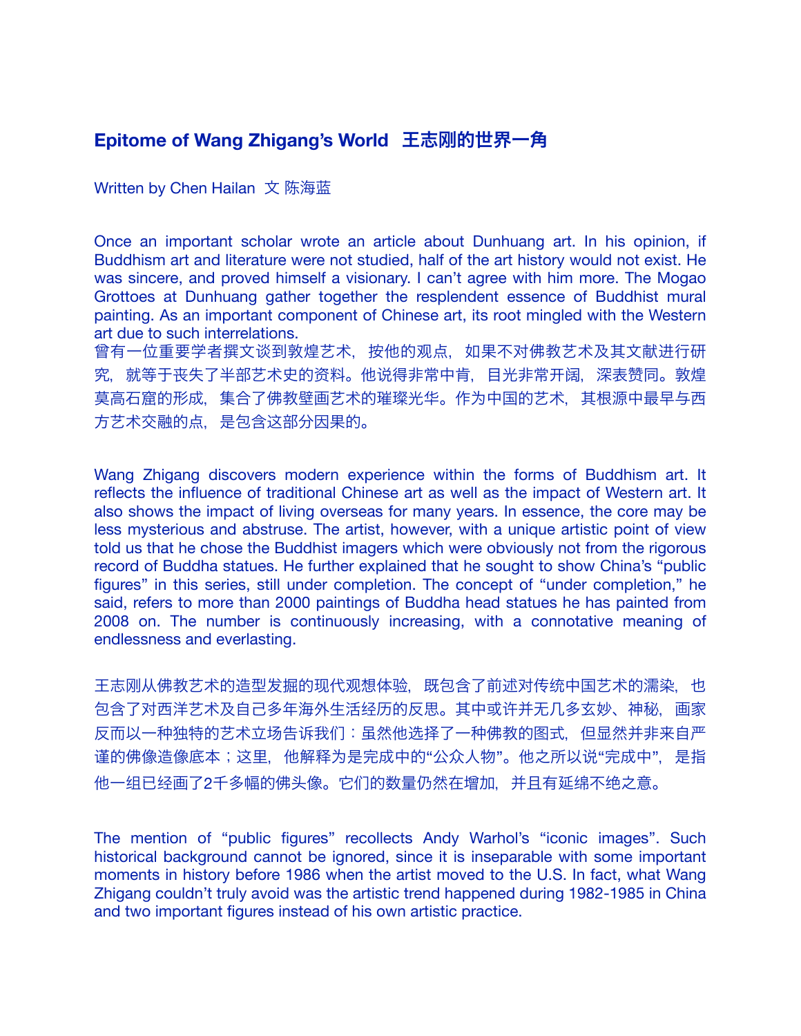# Epitome of Wang Zhigang's World 王志刚的世界一角

Written by Chen Hailan 文 陈海蓝

Once an important scholar wrote an article about Dunhuang art. In his opinion, if Buddhism art and literature were not studied, half of the art history would not exist. He was sincere, and proved himself a visionary. I can't agree with him more. The Mogao Grottoes at Dunhuang gather together the resplendent essence of Buddhist mural painting. As an important component of Chinese art, its root mingled with the Western art due to such interrelations.
曾有一位重要学者撰文谈到敦煌艺术，按他的观点，如果不对佛教艺术及其文献进行研究，就等于丧失了半部艺术史的资料。他说得非常中肯，目光非常开阔，深表赞同。敦煌莫高石窟的形成，集合了佛教壁画艺术的璀璨光华。作为中国的艺术，其根源中最早与西方艺术交融的点，是包含这部分因果的。

Wang Zhigang discovers modern experience within the forms of Buddhism art. It reflects the influence of traditional Chinese art as well as the impact of Western art. It also shows the impact of living overseas for many years. In essence, the core may be less mysterious and abstruse. The artist, however, with a unique artistic point of view told us that he chose the Buddhist imagers which were obviously not from the rigorous record of Buddha statues. He further explained that he sought to show China's "public figures" in this series, still under completion. The concept of "under completion," he said, refers to more than 2000 paintings of Buddha head statues he has painted from 2008 on. The number is continuously increasing, with a connotative meaning of endlessness and everlasting.

王志刚从佛教艺术的造型发掘的现代观想体验，既包含了前述对传统中国艺术的濡染，也包含了对西洋艺术及自己多年海外生活经历的反思。其中或许并无几多玄妙、神秘，画家反而以一种独特的艺术立场告诉我们：虽然他选择了一种佛教的图式，但显然并非来自严谨的佛像造像底本；这里，他解释为是完成中的"公众人物"。他之所以说"完成中"，是指他一组已经画了2千多幅的佛头像。它们的数量仍然在增加，并且有延绵不绝之意。

The mention of "public figures" recollects Andy Warhol's "iconic images". Such historical background cannot be ignored, since it is inseparable with some important moments in history before 1986 when the artist moved to the U.S. In fact, what Wang Zhigang couldn't truly avoid was the artistic trend happened during 1982-1985 in China and two important figures instead of his own artistic practice.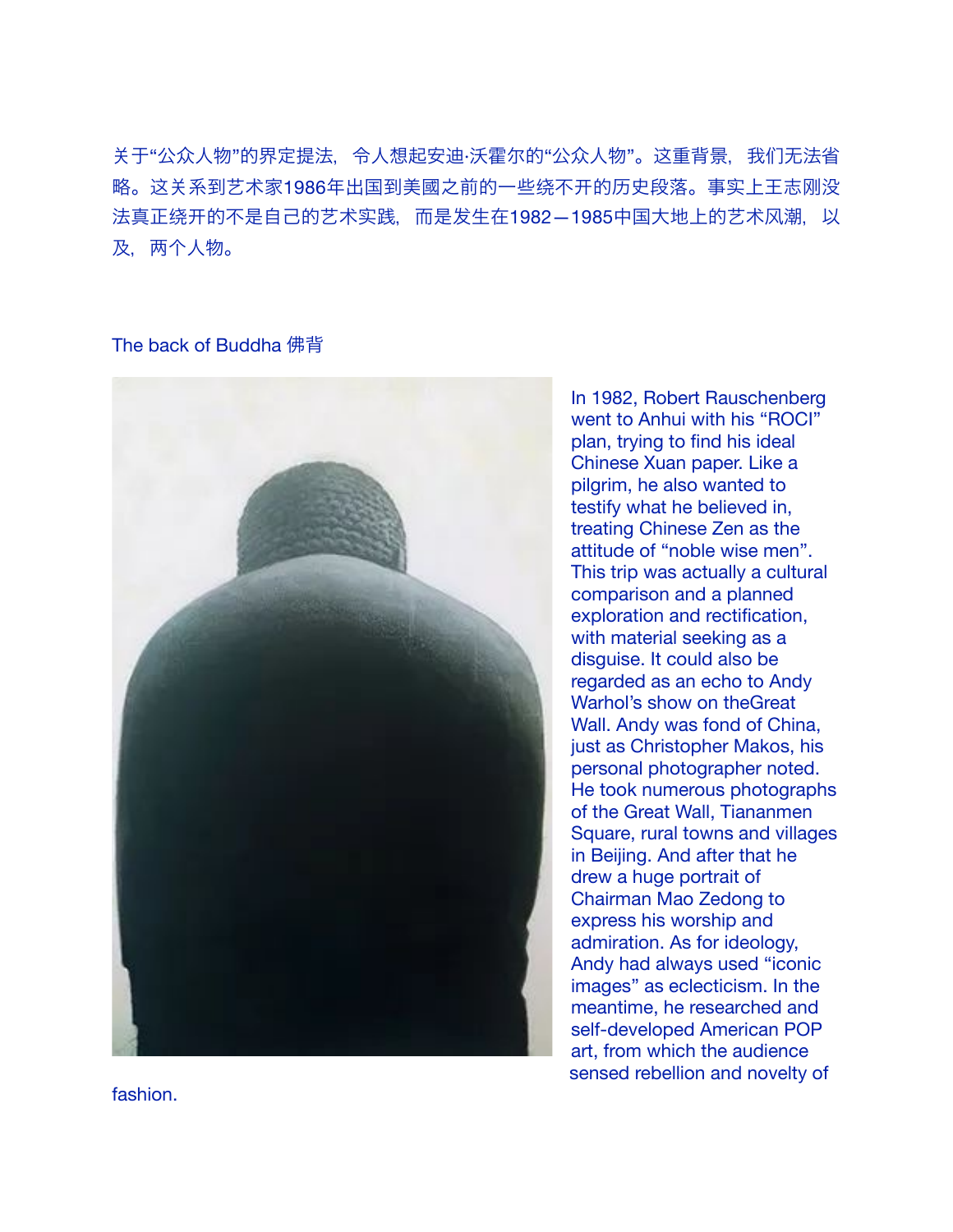关于“公众人物”的界定提法，令人想起安迪·沃霍尔的“公众人物”。这重背景，我们无法省略。这关系到艺术家1986年出国到美國之前的一些绕不开的历史段落。事实上王志刚没法真正绕开的不是自己的艺术实践，而是发生在1982—1985中国大地上的艺术风潮，以及，两个人物。

The back of Buddha 佛背

In 1982, Robert Rauschenberg went to Anhui with his “ROCI” plan, trying to find his ideal Chinese Xuan paper. Like a pilgrim, he also wanted to testify what he believed in, treating Chinese Zen as the attitude of “noble wise men”. This trip was actually a cultural comparison and a planned exploration and rectification, with material seeking as a disguise. It could also be regarded as an echo to Andy Warhol’s show on theGreat Wall. Andy was fond of China, just as Christopher Makos, his personal photographer noted. He took numerous photographs of the Great Wall, Tiananmen Square, rural towns and villages in Beijing. And after that he drew a huge portrait of Chairman Mao Zedong to express his worship and admiration. As for ideology, Andy had always used “iconic images” as eclecticism. In the meantime, he researched and self-developed American POP art, from which the audience sensed rebellion and novelty of fashion.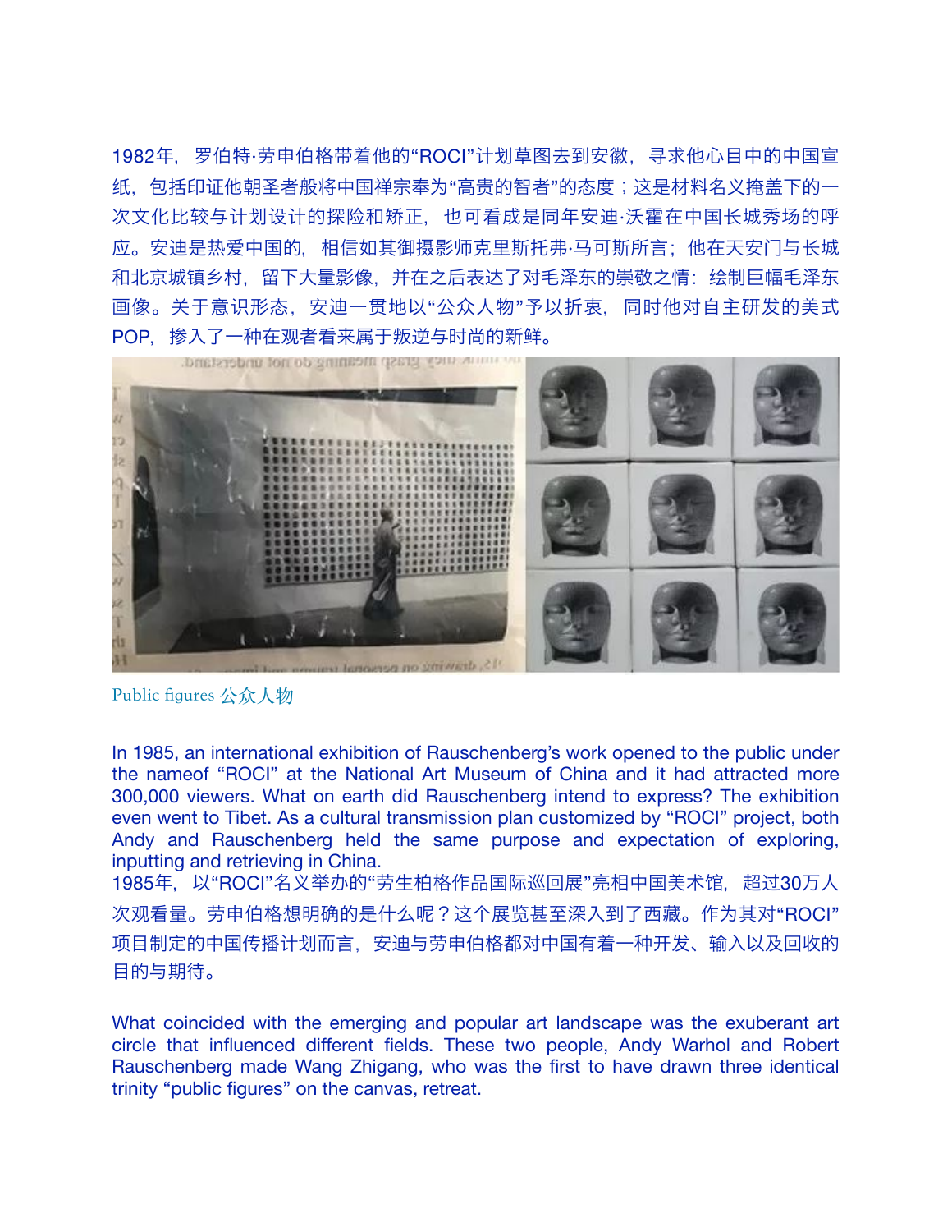1982年，罗伯特·劳申伯格带着他的“ROCI”计划草图去到安徽，寻求他心目中的中国宣纸，包括印证他朝圣者般将中国禅宗奉为“高贵的智者”的态度；这是材料名义掩盖下的一次文化比较与计划设计的探险和矫正，也可看成是同年安迪·沃霍在中国长城秀场的呼应。安迪是热爱中国的，相信如其御摄影师克里斯托弗·马可斯所言；他在天安门与长城和北京城镇乡村，留下大量影像，并在之后表达了对毛泽东的崇敬之情：绘制巨幅毛泽东画像。关于意识形态，安迪一贯地以“公众人物”予以折衷，同时他对自主研发的美式POP，掺入了一种在观者看来属于叛逆与时尚的新鲜。

Public figures 公众人物

In 1985, an international exhibition of Rauschenberg's work opened to the public under the nameof “ROCI” at the National Art Museum of China and it had attracted more 300,000 viewers. What on earth did Rauschenberg intend to express? The exhibition even went to Tibet. As a cultural transmission plan customized by “ROCI” project, both Andy and Rauschenberg held the same purpose and expectation of exploring, inputting and retrieving in China.

1985年，以“ROCI”名义举办的“劳生柏格作品国际巡回展”亮相中国美术馆，超过30万人次观看量。劳申伯格想明确的是什么呢？这个展览甚至深入到了西藏。作为其对“ROCI”项目制定的中国传播计划而言，安迪与劳申伯格都对中国有着一种开发、输入以及回收的目的与期待。

What coincided with the emerging and popular art landscape was the exuberant art circle that influenced different fields. These two people, Andy Warhol and Robert Rauschenberg made Wang Zhigang, who was the first to have drawn three identical trinity “public figures” on the canvas, retreat.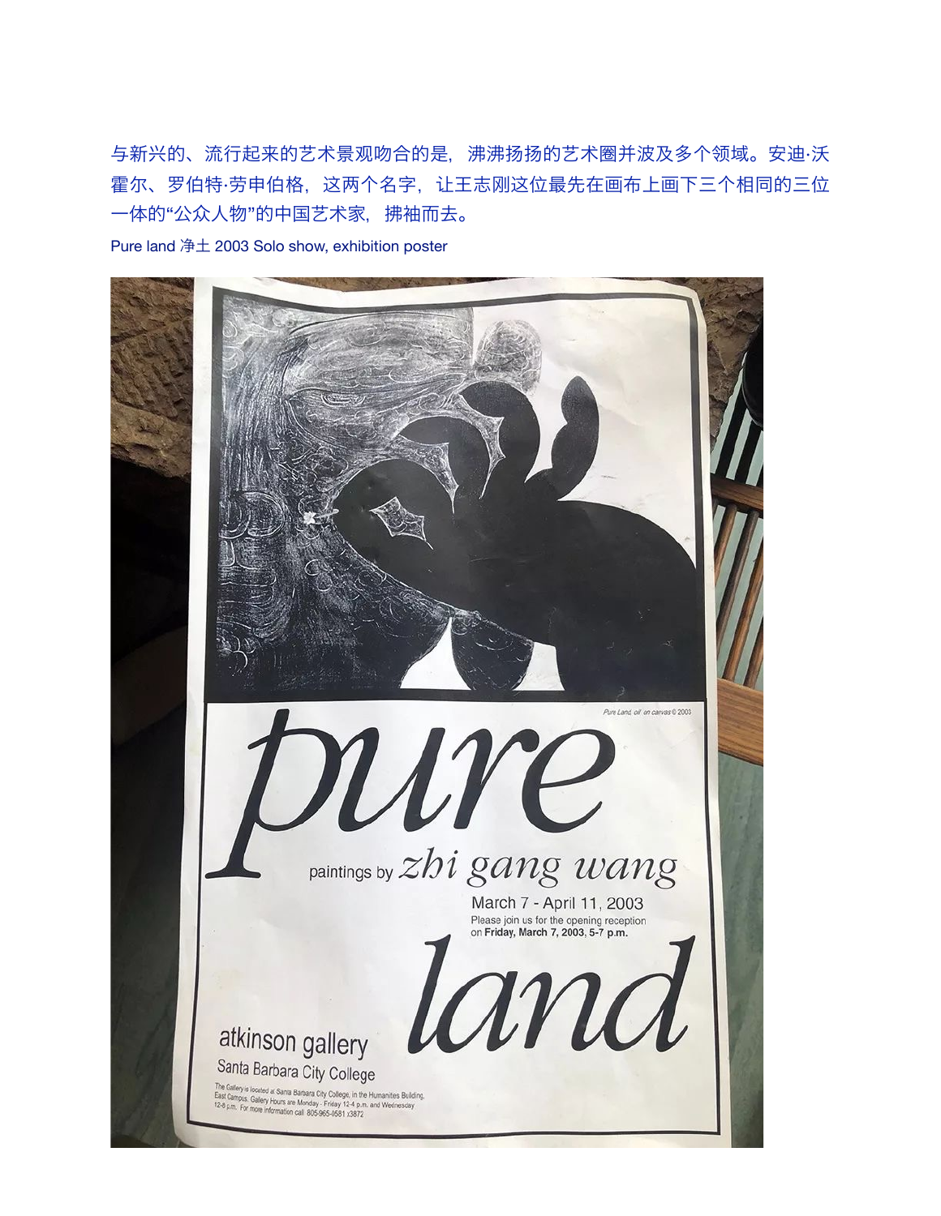与新兴的、流行起来的艺术景观吻合的是，沸沸扬扬的艺术圈并波及多个领域。安迪·沃霍尔、罗伯特·劳申伯格，这两个名字，让王志刚这位最先在画布上画下三个相同的三位一体的“公众人物”的中国艺术家，拂袖而去。

Pure land 净土 2003 Solo show, exhibition poster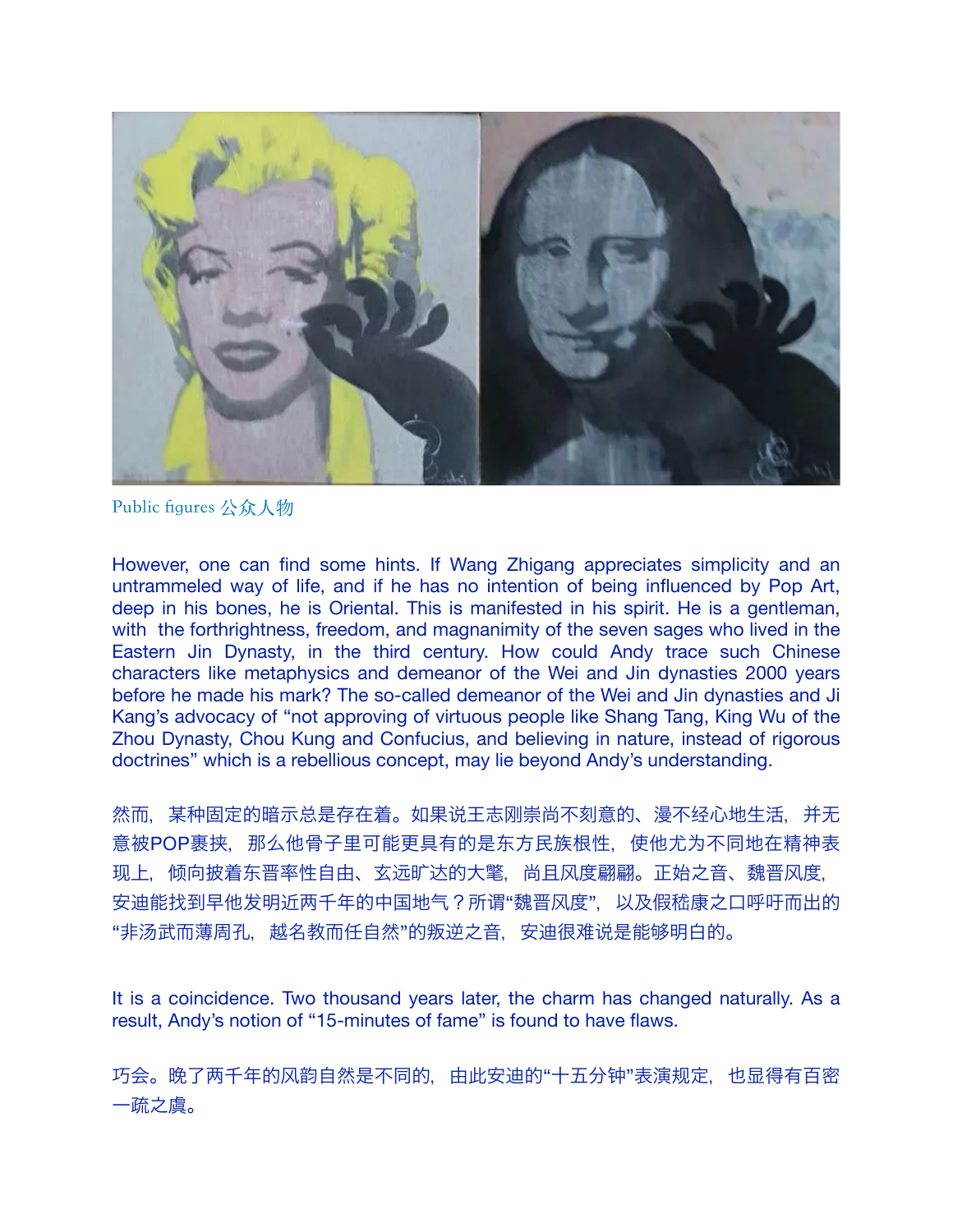Public figures 公众人物

However, one can find some hints. If Wang Zhigang appreciates simplicity and an untrammeled way of life, and if he has no intention of being influenced by Pop Art, deep in his bones, he is Oriental. This is manifested in his spirit. He is a gentleman, with the forthrightness, freedom, and magnanimity of the seven sages who lived in the Eastern Jin Dynasty, in the third century. How could Andy trace such Chinese characters like metaphysics and demeanor of the Wei and Jin dynasties 2000 years before he made his mark? The so-called demeanor of the Wei and Jin dynasties and Ji Kang's advocacy of "not approving of virtuous people like Shang Tang, King Wu of the Zhou Dynasty, Chou Kung and Confucius, and believing in nature, instead of rigorous doctrines" which is a rebellious concept, may lie beyond Andy's understanding.

然而，某种固定的暗示总是存在着。如果说王志刚崇尚不刻意的、漫不经心地生活，并无意被POP裹挟，那么他骨子里可能更具有的是东方民族根性，使他尤为不同地在精神表现上，倾向披着东晋率性自由、玄远旷达的大氅，尚且风度翩翩。正始之音、魏晋风度，安迪能找到早他发明近两千年的中国地气？所谓"魏晋风度"，以及假嵇康之口呼吁而出的"非汤武而薄周孔，越名教而任自然"的叛逆之音，安迪很难说是能够明白的。

It is a coincidence. Two thousand years later, the charm has changed naturally. As a result, Andy's notion of "15-minutes of fame" is found to have flaws.

巧会。晚了两千年的风韵自然是不同的，由此安迪的"十五分钟"表演规定，也显得有百密一疏之虞。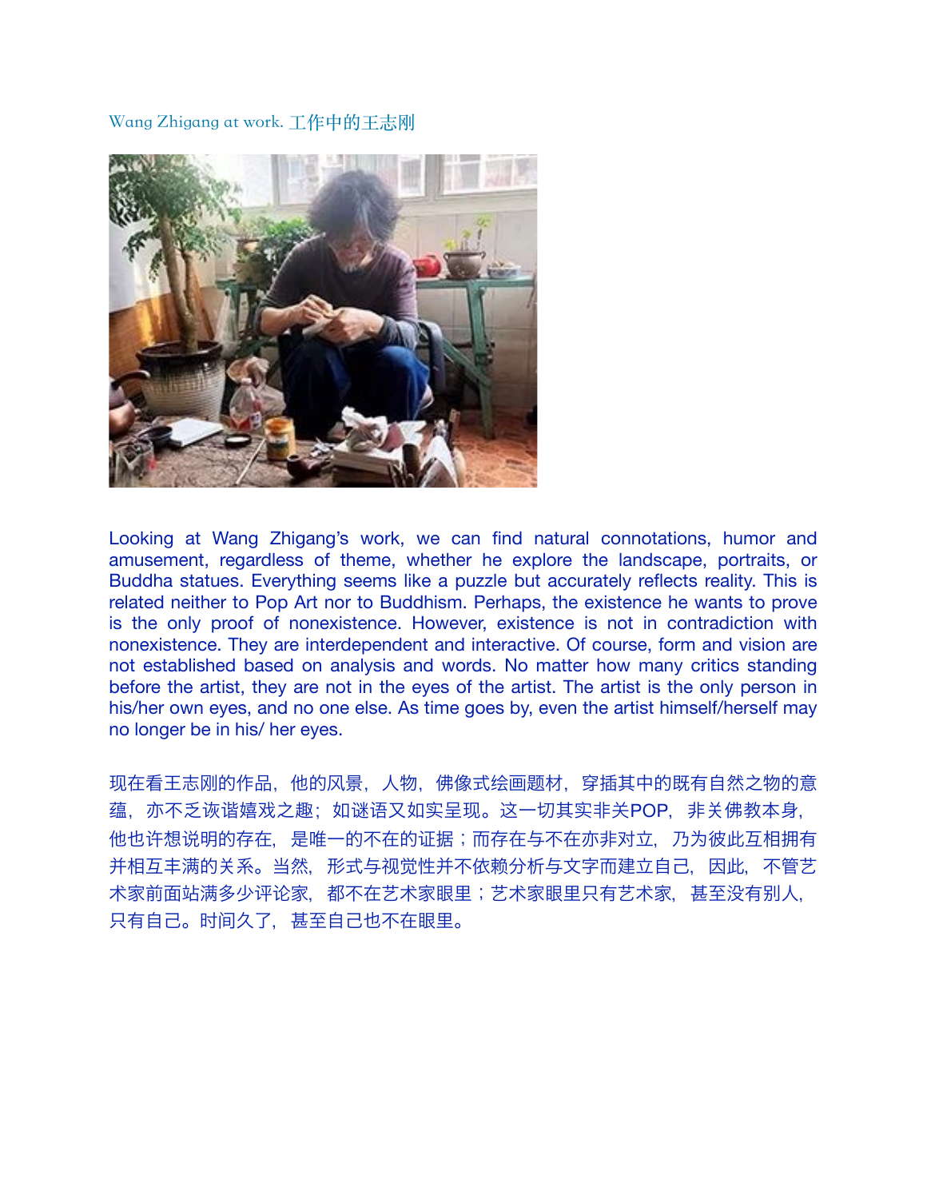Wang Zhigang at work. 工作中的王志刚

Looking at Wang Zhigang's work, we can find natural connotations, humor and amusement, regardless of theme, whether he explore the landscape, portraits, or Buddha statues. Everything seems like a puzzle but accurately reflects reality. This is related neither to Pop Art nor to Buddhism. Perhaps, the existence he wants to prove is the only proof of nonexistence. However, existence is not in contradiction with nonexistence. They are interdependent and interactive. Of course, form and vision are not established based on analysis and words. No matter how many critics standing before the artist, they are not in the eyes of the artist. The artist is the only person in his/her own eyes, and no one else. As time goes by, even the artist himself/herself may no longer be in his/ her eyes.

现在看王志刚的作品，他的风景，人物，佛像式绘画题材，穿插其中的既有自然之物的意蕴，亦不乏诙谐嬉戏之趣；如谜语又如实呈现。这一切其实非关POP，非关佛教本身，他也许想说明的存在，是唯一的不在的证据；而存在与不在亦非对立，乃为彼此互相拥有并相互丰满的关系。当然，形式与视觉性并不依赖分析与文字而建立自己，因此，不管艺术家前面站满多少评论家，都不在艺术家眼里；艺术家眼里只有艺术家，甚至没有别人，只有自己。时间久了，甚至自己也不在眼里。